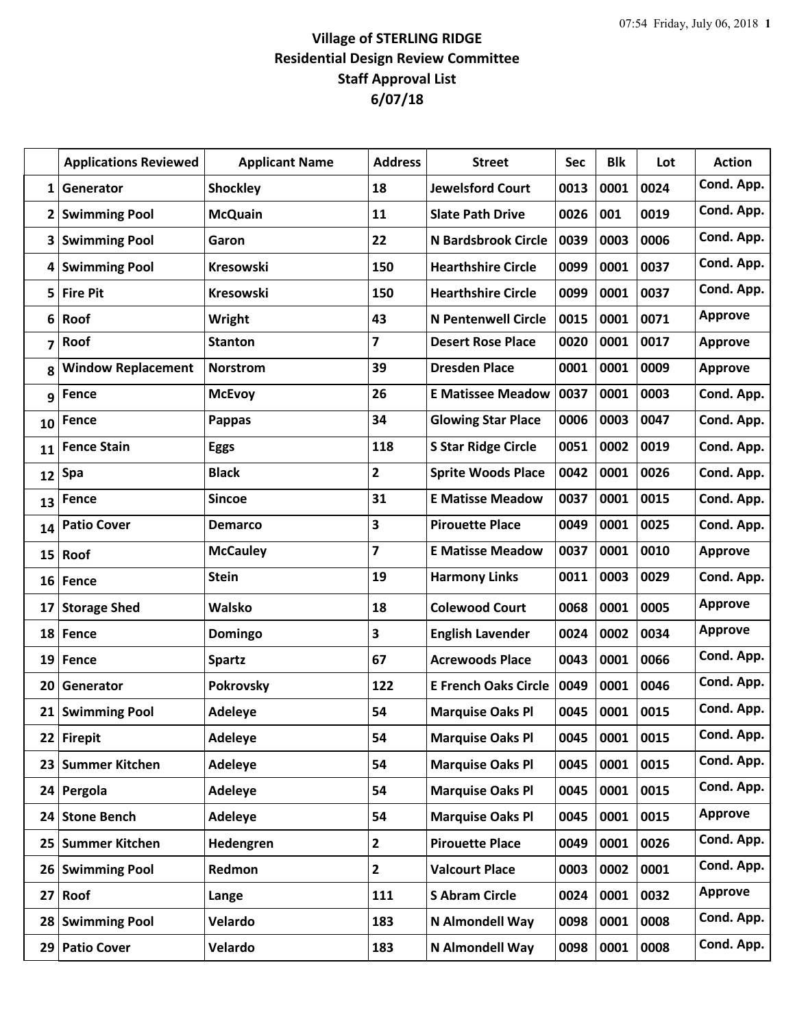**Village of STERLING RIDGE**
**Residential Design Review Committee**
**Staff Approval List**
**6/07/18**

| | Applications Reviewed | Applicant Name | Address | Street | Sec | Blk | Lot | Action |
|---|---|---|---|---|---|---|---|---|
| 1 | Generator | Shockley | 18 | Jewelsford Court | 0013 | 0001 | 0024 | Cond. App. |
| 2 | Swimming Pool | McQuain | 11 | Slate Path Drive | 0026 | 001 | 0019 | Cond. App. |
| 3 | Swimming Pool | Garon | 22 | N Bardsbrook Circle | 0039 | 0003 | 0006 | Cond. App. |
| 4 | Swimming Pool | Kresowski | 150 | Hearthshire Circle | 0099 | 0001 | 0037 | Cond. App. |
| 5 | Fire Pit | Kresowski | 150 | Hearthshire Circle | 0099 | 0001 | 0037 | Cond. App. |
| 6 | Roof | Wright | 43 | N Pentenwell Circle | 0015 | 0001 | 0071 | Approve |
| 7 | Roof | Stanton | 7 | Desert Rose Place | 0020 | 0001 | 0017 | Approve |
| 8 | Window Replacement | Norstrom | 39 | Dresden Place | 0001 | 0001 | 0009 | Approve |
| 9 | Fence | McEvoy | 26 | E Matissee Meadow | 0037 | 0001 | 0003 | Cond. App. |
| 10 | Fence | Pappas | 34 | Glowing Star Place | 0006 | 0003 | 0047 | Cond. App. |
| 11 | Fence Stain | Eggs | 118 | S Star Ridge Circle | 0051 | 0002 | 0019 | Cond. App. |
| 12 | Spa | Black | 2 | Sprite Woods Place | 0042 | 0001 | 0026 | Cond. App. |
| 13 | Fence | Sincoe | 31 | E Matisse Meadow | 0037 | 0001 | 0015 | Cond. App. |
| 14 | Patio Cover | Demarco | 3 | Pirouette Place | 0049 | 0001 | 0025 | Cond. App. |
| 15 | Roof | McCauley | 7 | E Matisse Meadow | 0037 | 0001 | 0010 | Approve |
| 16 | Fence | Stein | 19 | Harmony Links | 0011 | 0003 | 0029 | Cond. App. |
| 17 | Storage Shed | Walsko | 18 | Colewood Court | 0068 | 0001 | 0005 | Approve |
| 18 | Fence | Domingo | 3 | English Lavender | 0024 | 0002 | 0034 | Approve |
| 19 | Fence | Spartz | 67 | Acrewoods Place | 0043 | 0001 | 0066 | Cond. App. |
| 20 | Generator | Pokrovsky | 122 | E French Oaks Circle | 0049 | 0001 | 0046 | Cond. App. |
| 21 | Swimming Pool | Adeleye | 54 | Marquise Oaks Pl | 0045 | 0001 | 0015 | Cond. App. |
| 22 | Firepit | Adeleye | 54 | Marquise Oaks Pl | 0045 | 0001 | 0015 | Cond. App. |
| 23 | Summer Kitchen | Adeleye | 54 | Marquise Oaks Pl | 0045 | 0001 | 0015 | Cond. App. |
| 24 | Pergola | Adeleye | 54 | Marquise Oaks Pl | 0045 | 0001 | 0015 | Cond. App. |
| 24 | Stone Bench | Adeleye | 54 | Marquise Oaks Pl | 0045 | 0001 | 0015 | Approve |
| 25 | Summer Kitchen | Hedengren | 2 | Pirouette Place | 0049 | 0001 | 0026 | Cond. App. |
| 26 | Swimming Pool | Redmon | 2 | Valcourt Place | 0003 | 0002 | 0001 | Cond. App. |
| 27 | Roof | Lange | 111 | S Abram Circle | 0024 | 0001 | 0032 | Approve |
| 28 | Swimming Pool | Velardo | 183 | N Almondell Way | 0098 | 0001 | 0008 | Cond. App. |
| 29 | Patio Cover | Velardo | 183 | N Almondell Way | 0098 | 0001 | 0008 | Cond. App. |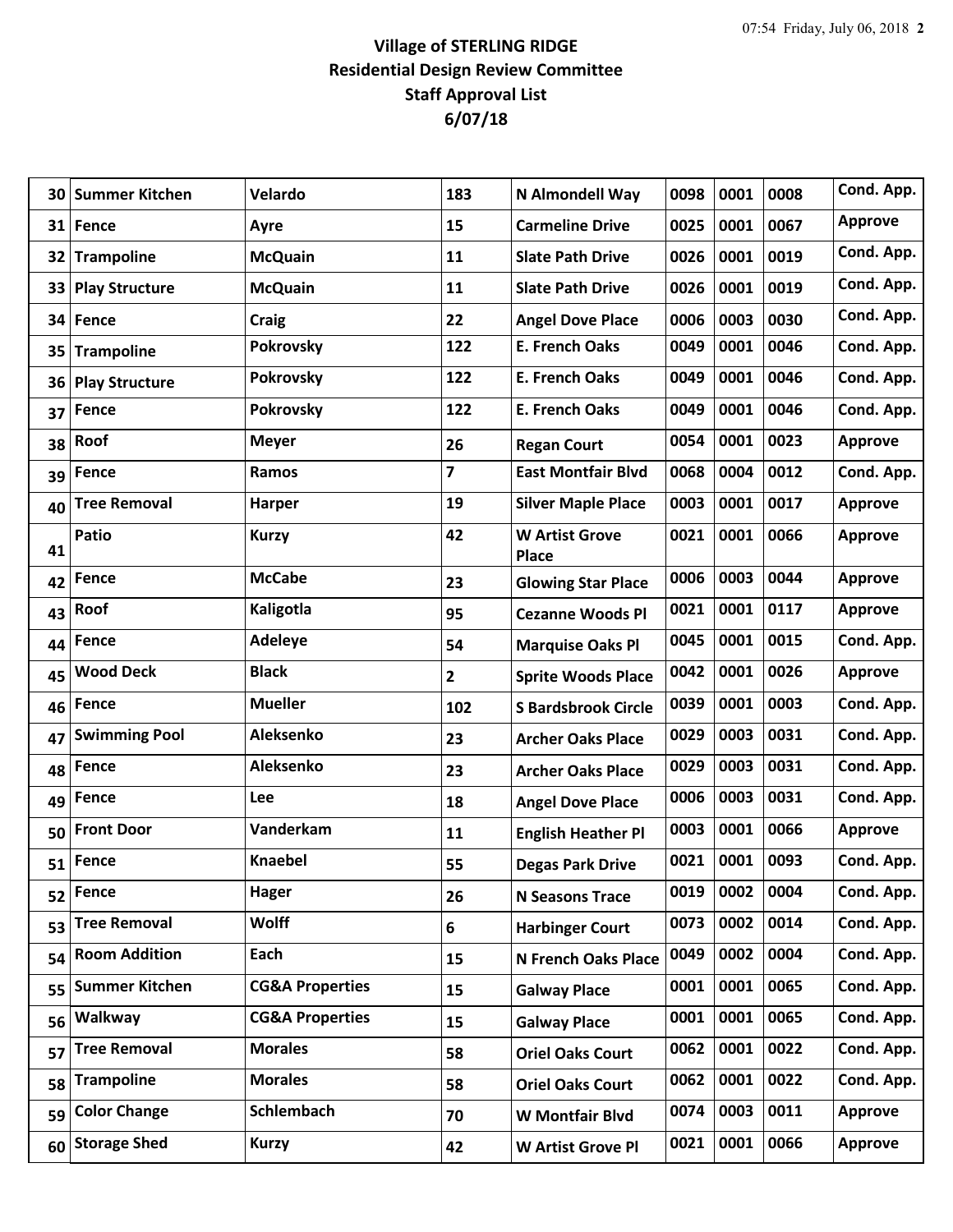# Village of STERLING RIDGE
## Residential Design Review Committee
## Staff Approval List
## 6/07/18

| | | | | | | | | |
|---|---|---|---|---|---|---|---|---|
| **30** | **Summer Kitchen** | **Velardo** | **183** | **N Almondell Way** | **0098** | **0001** | **0008** | **Cond. App.** |
| **31** | **Fence** | **Ayre** | **15** | **Carmeline Drive** | **0025** | **0001** | **0067** | **Approve** |
| **32** | **Trampoline** | **McQuain** | **11** | **Slate Path Drive** | **0026** | **0001** | **0019** | **Cond. App.** |
| **33** | **Play Structure** | **McQuain** | **11** | **Slate Path Drive** | **0026** | **0001** | **0019** | **Cond. App.** |
| **34** | **Fence** | **Craig** | **22** | **Angel Dove Place** | **0006** | **0003** | **0030** | **Cond. App.** |
| **35** | **Trampoline** | **Pokrovsky** | **122** | **E. French Oaks** | **0049** | **0001** | **0046** | **Cond. App.** |
| **36** | **Play Structure** | **Pokrovsky** | **122** | **E. French Oaks** | **0049** | **0001** | **0046** | **Cond. App.** |
| **37** | **Fence** | **Pokrovsky** | **122** | **E. French Oaks** | **0049** | **0001** | **0046** | **Cond. App.** |
| **38** | **Roof** | **Meyer** | **26** | **Regan Court** | **0054** | **0001** | **0023** | **Approve** |
| **39** | **Fence** | **Ramos** | **7** | **East Montfair Blvd** | **0068** | **0004** | **0012** | **Cond. App.** |
| **40** | **Tree Removal** | **Harper** | **19** | **Silver Maple Place** | **0003** | **0001** | **0017** | **Approve** |
| **41** | **Patio** | **Kurzy** | **42** | **W Artist Grove Place** | **0021** | **0001** | **0066** | **Approve** |
| **42** | **Fence** | **McCabe** | **23** | **Glowing Star Place** | **0006** | **0003** | **0044** | **Approve** |
| **43** | **Roof** | **Kaligotla** | **95** | **Cezanne Woods Pl** | **0021** | **0001** | **0117** | **Approve** |
| **44** | **Fence** | **Adeleye** | **54** | **Marquise Oaks Pl** | **0045** | **0001** | **0015** | **Cond. App.** |
| **45** | **Wood Deck** | **Black** | **2** | **Sprite Woods Place** | **0042** | **0001** | **0026** | **Approve** |
| **46** | **Fence** | **Mueller** | **102** | **S Bardsbrook Circle** | **0039** | **0001** | **0003** | **Cond. App.** |
| **47** | **Swimming Pool** | **Aleksenko** | **23** | **Archer Oaks Place** | **0029** | **0003** | **0031** | **Cond. App.** |
| **48** | **Fence** | **Aleksenko** | **23** | **Archer Oaks Place** | **0029** | **0003** | **0031** | **Cond. App.** |
| **49** | **Fence** | **Lee** | **18** | **Angel Dove Place** | **0006** | **0003** | **0031** | **Cond. App.** |
| **50** | **Front Door** | **Vanderkam** | **11** | **English Heather Pl** | **0003** | **0001** | **0066** | **Approve** |
| **51** | **Fence** | **Knaebel** | **55** | **Degas Park Drive** | **0021** | **0001** | **0093** | **Cond. App.** |
| **52** | **Fence** | **Hager** | **26** | **N Seasons Trace** | **0019** | **0002** | **0004** | **Cond. App.** |
| **53** | **Tree Removal** | **Wolff** | **6** | **Harbinger Court** | **0073** | **0002** | **0014** | **Cond. App.** |
| **54** | **Room Addition** | **Each** | **15** | **N French Oaks Place** | **0049** | **0002** | **0004** | **Cond. App.** |
| **55** | **Summer Kitchen** | **CG&A Properties** | **15** | **Galway Place** | **0001** | **0001** | **0065** | **Cond. App.** |
| **56** | **Walkway** | **CG&A Properties** | **15** | **Galway Place** | **0001** | **0001** | **0065** | **Cond. App.** |
| **57** | **Tree Removal** | **Morales** | **58** | **Oriel Oaks Court** | **0062** | **0001** | **0022** | **Cond. App.** |
| **58** | **Trampoline** | **Morales** | **58** | **Oriel Oaks Court** | **0062** | **0001** | **0022** | **Cond. App.** |
| **59** | **Color Change** | **Schlembach** | **70** | **W Montfair Blvd** | **0074** | **0003** | **0011** | **Approve** |
| **60** | **Storage Shed** | **Kurzy** | **42** | **W Artist Grove Pl** | **0021** | **0001** | **0066** | **Approve** |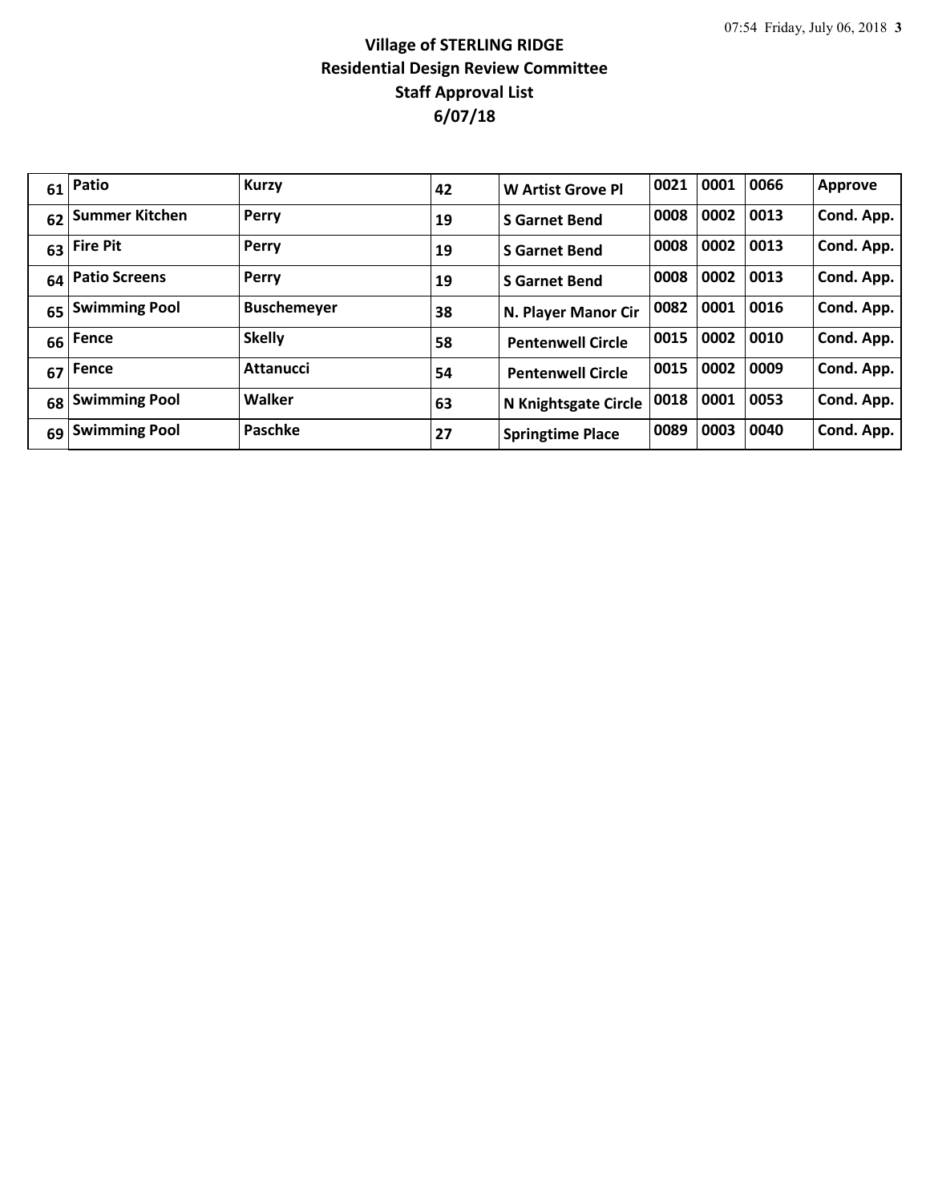**Village of STERLING RIDGE**
**Residential Design Review Committee**
**Staff Approval List**
**6/07/18**

| | | | | | | | | |
|---|---|---|---|---|---|---|---|---|
| 61 | Patio | Kurzy | 42 | W Artist Grove Pl | 0021 | 0001 | 0066 | Approve |
| 62 | Summer Kitchen | Perry | 19 | S Garnet Bend | 0008 | 0002 | 0013 | Cond. App. |
| 63 | Fire Pit | Perry | 19 | S Garnet Bend | 0008 | 0002 | 0013 | Cond. App. |
| 64 | Patio Screens | Perry | 19 | S Garnet Bend | 0008 | 0002 | 0013 | Cond. App. |
| 65 | Swimming Pool | Buschemeyer | 38 | N. Player Manor Cir | 0082 | 0001 | 0016 | Cond. App. |
| 66 | Fence | Skelly | 58 | Pentenwell Circle | 0015 | 0002 | 0010 | Cond. App. |
| 67 | Fence | Attanucci | 54 | Pentenwell Circle | 0015 | 0002 | 0009 | Cond. App. |
| 68 | Swimming Pool | Walker | 63 | N Knightsgate Circle | 0018 | 0001 | 0053 | Cond. App. |
| 69 | Swimming Pool | Paschke | 27 | Springtime Place | 0089 | 0003 | 0040 | Cond. App. |